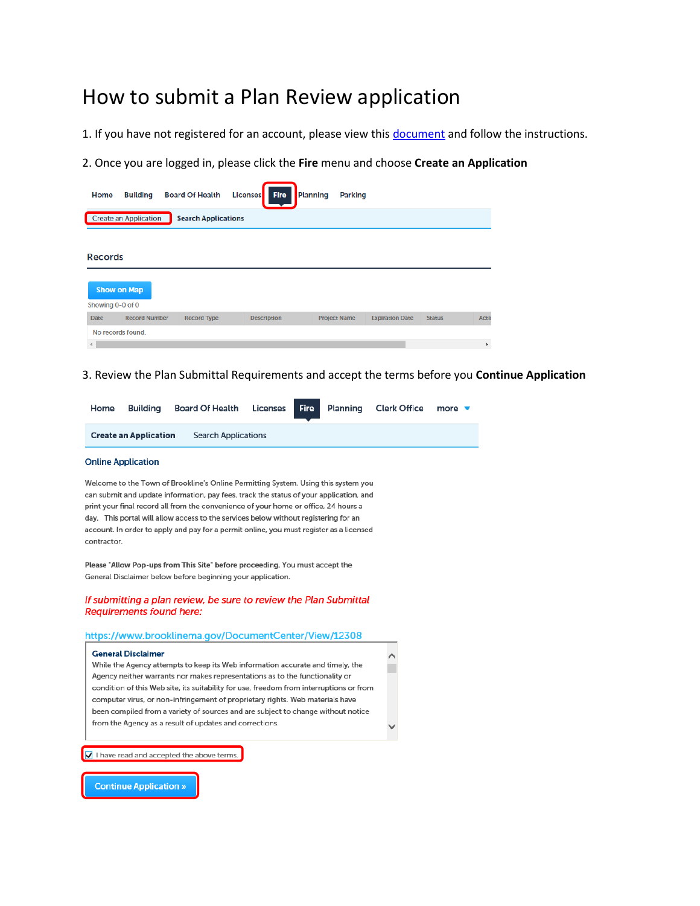# How to submit a Plan Review application

1. If you have not registered for an account, please view this document and follow the instructions.

2. Once you are logged in, please click the **Fire** menu and choose **Create an Application**

Home Building Board Of Health Licenses Fire Planning Parking

Create an Application Search Applications

Records

Show on Map

Showing 0-0 of 0

| Date | Record Number | Record Type | Description | Project Name | Expiration Date | Status | Acti |
|---|---|---|---|---|---|---|---|
| No records found. | | | | | | | |

3. Review the Plan Submittal Requirements and accept the terms before you **Continue Application**

Home Building Board Of Health Licenses Fire Planning Clerk Office more

Create an Application Search Applications

Online Application

Welcome to the Town of Brookline's Online Permitting System. Using this system you can submit and update information, pay fees, track the status of your application, and print your final record all from the convenience of your home or office, 24 hours a day. This portal will allow access to the services below without registering for an account. In order to apply and pay for a permit online, you must register as a licensed contractor.

Please "Allow Pop-ups from This Site" before proceeding. You must accept the General Disclaimer below before beginning your application.

*If submitting a plan review, be sure to review the Plan Submittal Requirements found here:*

https://www.brooklinema.gov/DocumentCenter/View/12308

**General Disclaimer**

While the Agency attempts to keep its Web information accurate and timely, the Agency neither warrants nor makes representations as to the functionality or condition of this Web site, its suitability for use, freedom from interruptions or from computer virus, or non-infringement of proprietary rights. Web materials have been compiled from a variety of sources and are subject to change without notice from the Agency as a result of updates and corrections.

☑ I have read and accepted the above terms.

Continue Application »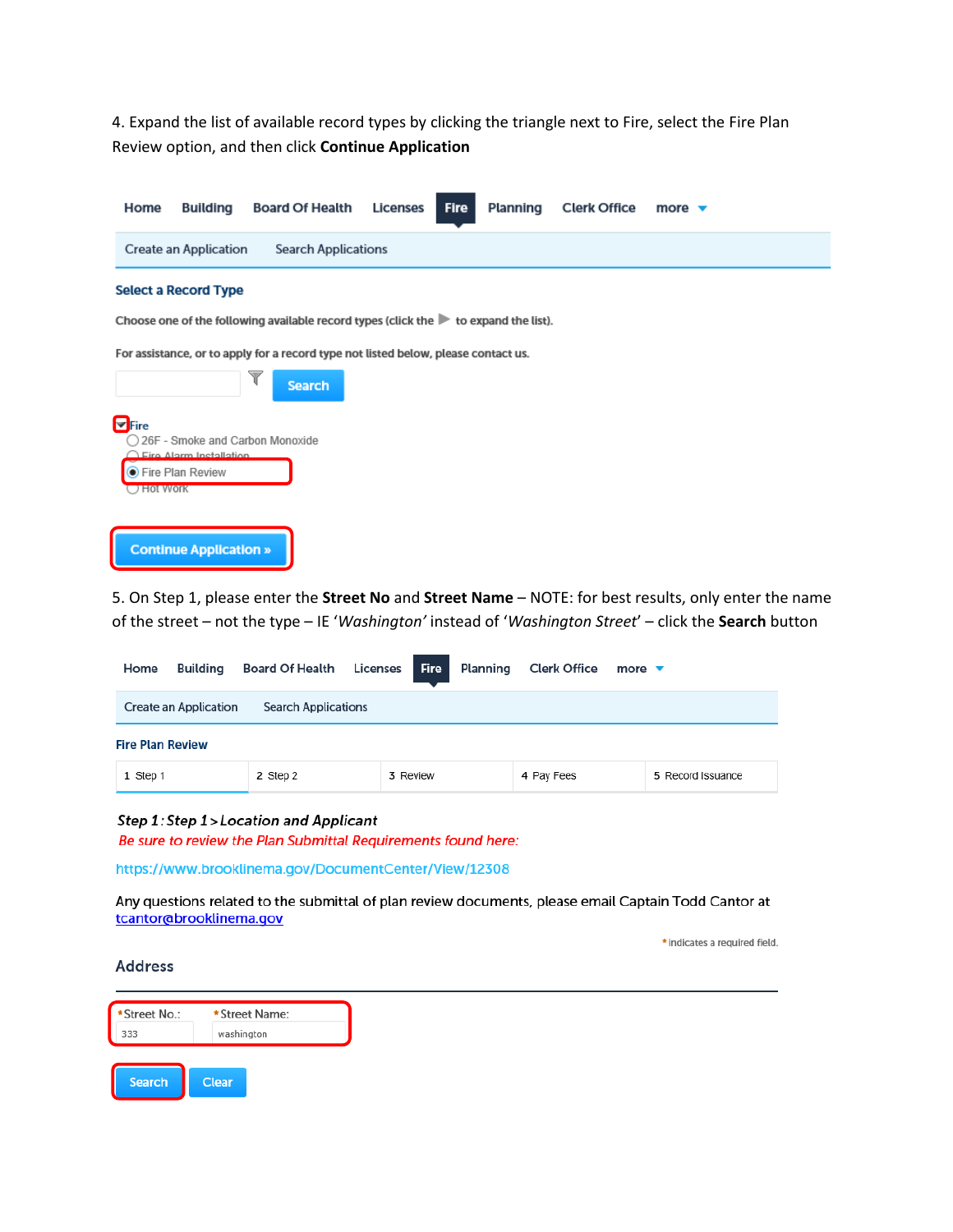4. Expand the list of available record types by clicking the triangle next to Fire, select the Fire Plan Review option, and then click **Continue Application**

Home Building Board Of Health Licenses Fire Planning Clerk Office more

Create an Application Search Applications

**Select a Record Type**

Choose one of the following available record types (click the ▶ to expand the list).

For assistance, or to apply for a record type not listed below, please contact us.

Search

Fire
- 26F - Smoke and Carbon Monoxide
- Fire Alarm Installation
- Fire Plan Review
- Hot Work

Continue Application »

5. On Step 1, please enter the **Street No** and **Street Name** – NOTE: for best results, only enter the name of the street – not the type – IE '*Washington*' instead of '*Washington Street*' – click the **Search** button

Home Building Board Of Health Licenses Fire Planning Clerk Office more

Create an Application Search Applications

**Fire Plan Review**

| 1 Step 1 | 2 Step 2 | 3 Review | 4 Pay Fees | 5 Record Issuance |
|---|---|---|---|---|

***Step 1 : Step 1 > Location and Applicant***

*Be sure to review the Plan Submittal Requirements found here:*

https://www.brooklinema.gov/DocumentCenter/View/12308

Any questions related to the submittal of plan review documents, please email Captain Todd Cantor at tcantor@brooklinema.gov

* indicates a required field.

**Address**

*Street No.: 333

*Street Name: washington

Search Clear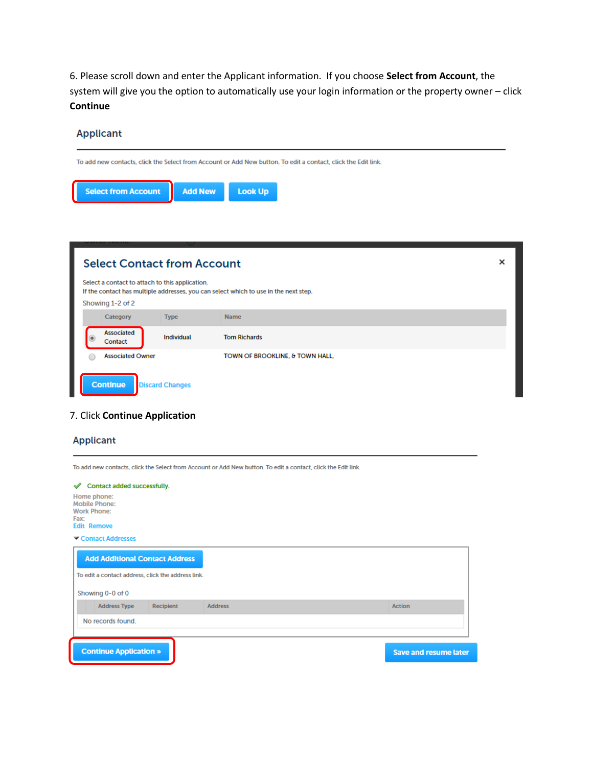6. Please scroll down and enter the Applicant information. If you choose **Select from Account**, the system will give you the option to automatically use your login information or the property owner – click **Continue**

## Applicant

To add new contacts, click the Select from Account or Add New button. To edit a contact, click the Edit link.

Select from Account | Add New | Look Up

### Select Contact from Account

Select a contact to attach to this application.
If the contact has multiple addresses, you can select which to use in the next step.

Showing 1-2 of 2

| Category | Type | Name |
|---|---|---|
| Associated Contact | Individual | Tom Richards |
| Associated Owner | | TOWN OF BROOKLINE, & TOWN HALL, |

Continue | Discard Changes

7. Click **Continue Application**

## Applicant

To add new contacts, click the Select from Account or Add New button. To edit a contact, click the Edit link.

✔ Contact added successfully.

Home phone:
Mobile Phone:
Work Phone:
Fax:
Edit Remove

Contact Addresses

Add Additional Contact Address

To edit a contact address, click the address link.

Showing 0-0 of 0

| Address Type | Recipient | Address | Action |
|---|---|---|---|
| No records found. | | | |

Continue Application » | Save and resume later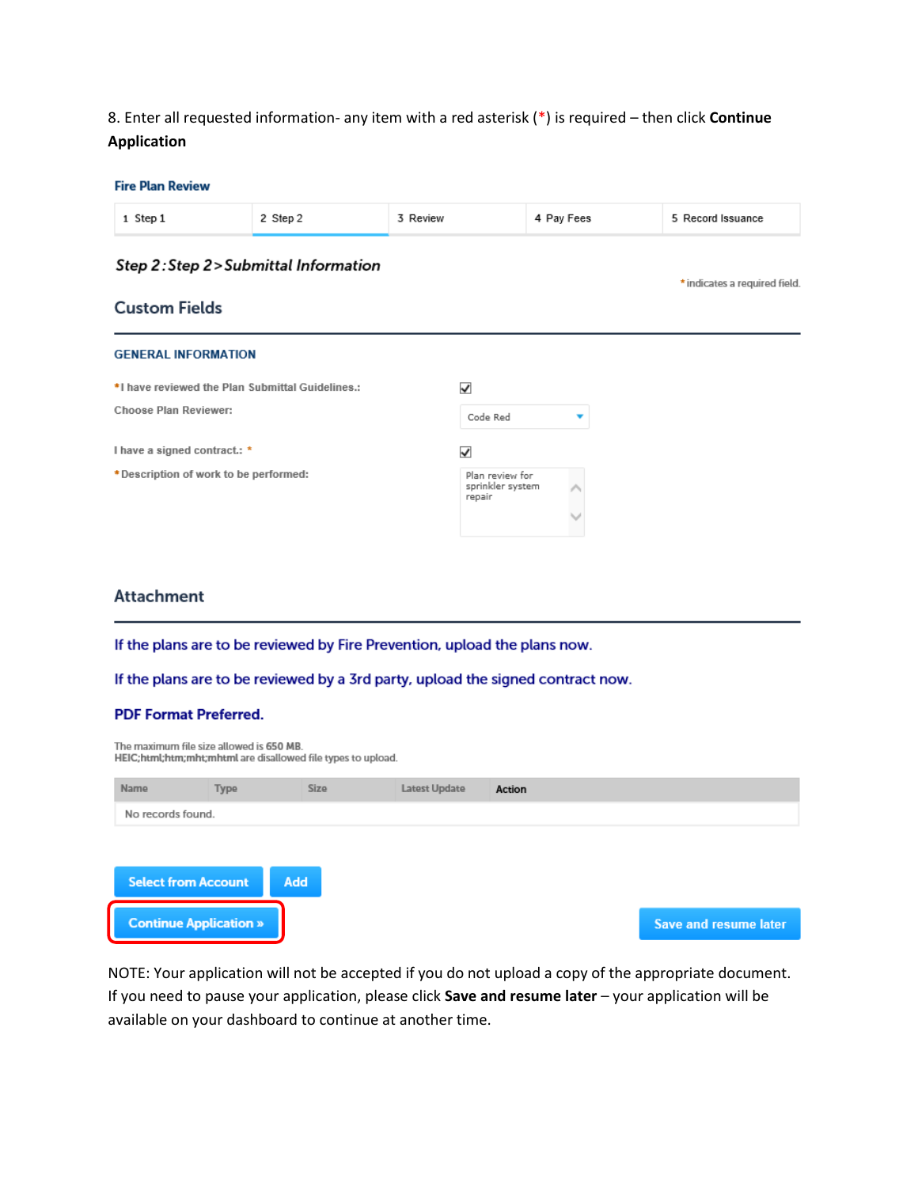8. Enter all requested information- any item with a red asterisk (*) is required – then click **Continue Application**

**Fire Plan Review**

| 1 Step 1 | 2 Step 2 | 3 Review | 4 Pay Fees | 5 Record Issuance |
|---|---|---|---|---|

***Step 2 : Step 2 > Submittal Information***

\* indicates a required field.

## Custom Fields

**GENERAL INFORMATION**

*I have reviewed the Plan Submittal Guidelines.: ☑

Choose Plan Reviewer: Code Red

I have a signed contract.: * ☑

*Description of work to be performed: Plan review for sprinkler system repair

## Attachment

If the plans are to be reviewed by Fire Prevention, upload the plans now.

If the plans are to be reviewed by a 3rd party, upload the signed contract now.

**PDF Format Preferred.**

The maximum file size allowed is 650 MB.
HEIC;html;htm;mht;mhtml are disallowed file types to upload.

| Name | Type | Size | Latest Update | Action |
|---|---|---|---|---|
| No records found. | | | | |

Select from Account | Add

Continue Application »

Save and resume later

NOTE: Your application will not be accepted if you do not upload a copy of the appropriate document. If you need to pause your application, please click **Save and resume later** – your application will be available on your dashboard to continue at another time.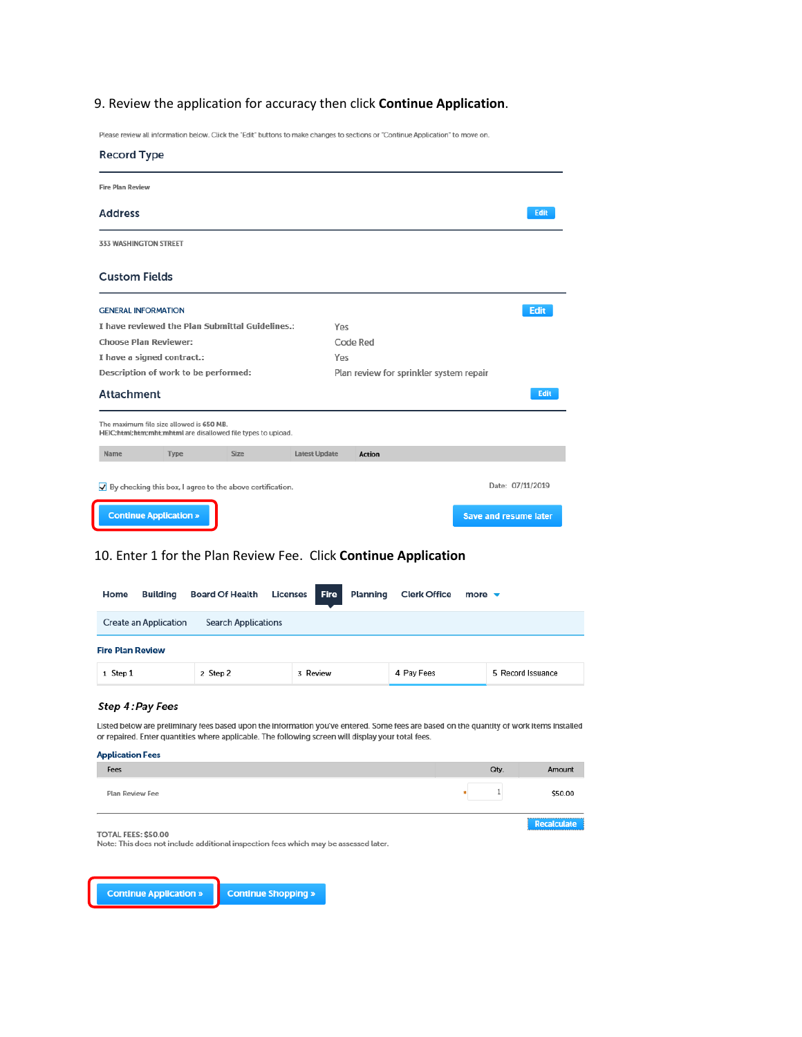9. Review the application for accuracy then click **Continue Application**.

Please review all information below. Click the "Edit" buttons to make changes to sections or "Continue Application" to move on.

## Record Type

Fire Plan Review

## Address

Edit

333 WASHINGTON STREET

## Custom Fields

GENERAL INFORMATION

Edit

| | |
|---|---|
| I have reviewed the Plan Submittal Guidelines.: | Yes |
| Choose Plan Reviewer: | Code Red |
| I have a signed contract.: | Yes |
| Description of work to be performed: | Plan review for sprinkler system repair |

## Attachment

Edit

The maximum file size allowed is 650 MB.
HEIC;html;htm;mht;mhtml are disallowed file types to upload.

| Name | Type | Size | Latest Update | Action |
|---|---|---|---|---|

☑ By checking this box, I agree to the above certification.

Date: 07/11/2019

Continue Application » Save and resume later

10. Enter 1 for the Plan Review Fee. Click **Continue Application**

Home Building Board Of Health Licenses Fire Planning Clerk Office more

Create an Application Search Applications

**Fire Plan Review**

1 Step 1 | 2 Step 2 | 3 Review | 4 Pay Fees | 5 Record Issuance

### *Step 4 : Pay Fees*

Listed below are preliminary fees based upon the information you've entered. Some fees are based on the quantity of work items installed or repaired. Enter quantities where applicable. The following screen will display your total fees.

**Application Fees**

| Fees | Qty. | Amount |
|---|---|---|
| Plan Review Fee | * 1 | $50.00 |

Recalculate

TOTAL FEES: $50.00
Note: This does not include additional inspection fees which may be assessed later.

Continue Application » Continue Shopping »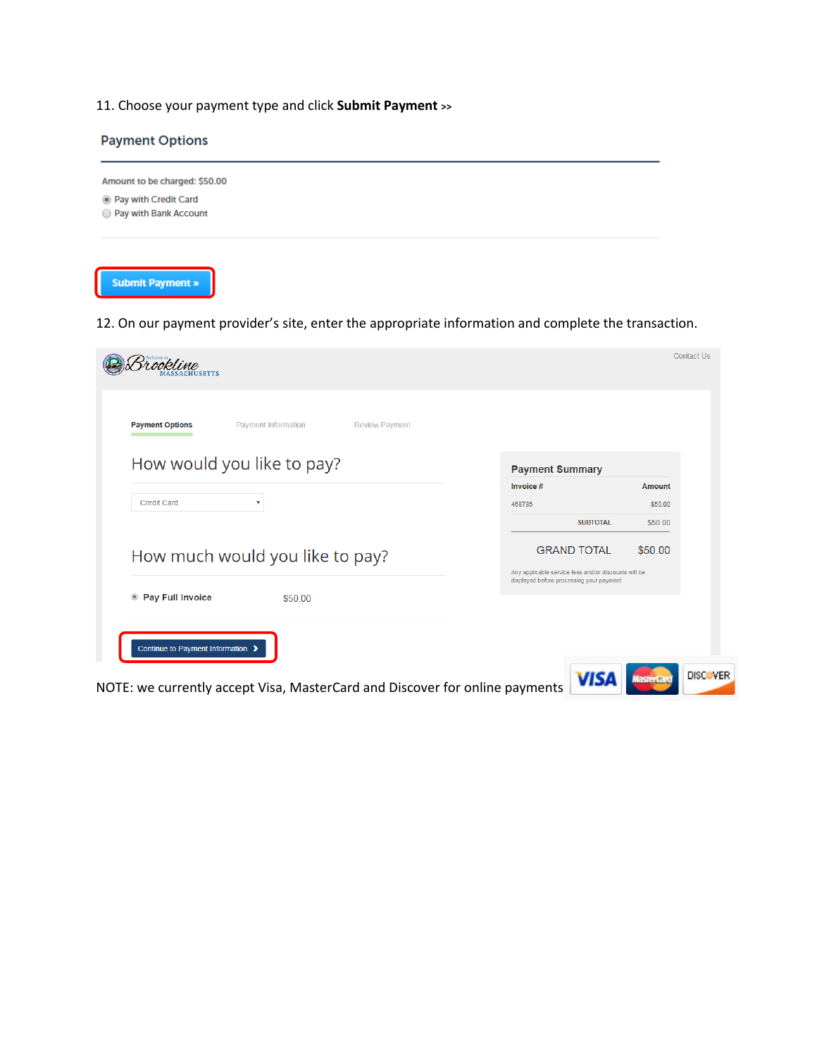11. Choose your payment type and click **Submit Payment** >>

Payment Options

Amount to be charged: $50.00

- Pay with Credit Card
- Pay with Bank Account

Submit Payment »

12. On our payment provider's site, enter the appropriate information and complete the transaction.

Welcome to Brookline MASSACHUSETTS

Contact Us

Payment Options    Payment Information    Review Payment

How would you like to pay?

Credit Card

How much would you like to pay?

Pay Full Invoice $50.00

Continue to Payment Information

Payment Summary

| Invoice # | Amount |
|---|---|
| 468785 | $50.00 |
| SUBTOTAL | $50.00 |
| GRAND TOTAL | $50.00 |

Any applicable service fees and/or discounts will be displayed before processing your payment

NOTE: we currently accept Visa, MasterCard and Discover for online payments

VISA MasterCard DISCOVER